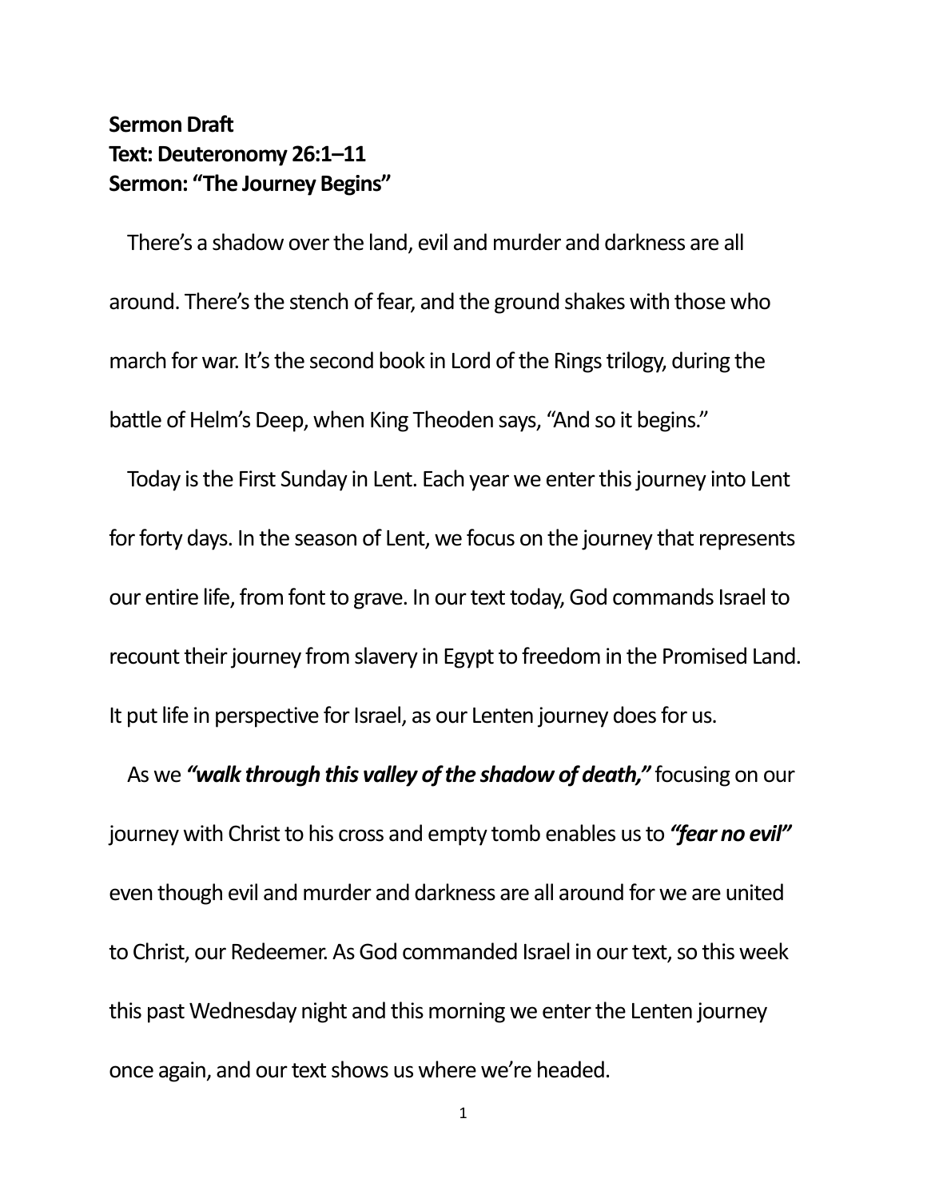**Sermon Draft**
**Text: Deuteronomy 26:1–11**
**Sermon: "The Journey Begins"**

There's a shadow over the land, evil and murder and darkness are all around. There's the stench of fear, and the ground shakes with those who march for war. It's the second book in Lord of the Rings trilogy, during the battle of Helm's Deep, when King Theoden says, "And so it begins."

Today is the First Sunday in Lent. Each year we enter this journey into Lent for forty days. In the season of Lent, we focus on the journey that represents our entire life, from font to grave. In our text today, God commands Israel to recount their journey from slavery in Egypt to freedom in the Promised Land. It put life in perspective for Israel, as our Lenten journey does for us.

As we ***"walk through this valley of the shadow of death,"*** focusing on our journey with Christ to his cross and empty tomb enables us to ***"fear no evil"*** even though evil and murder and darkness are all around for we are united to Christ, our Redeemer. As God commanded Israel in our text, so this week this past Wednesday night and this morning we enter the Lenten journey once again, and our text shows us where we're headed.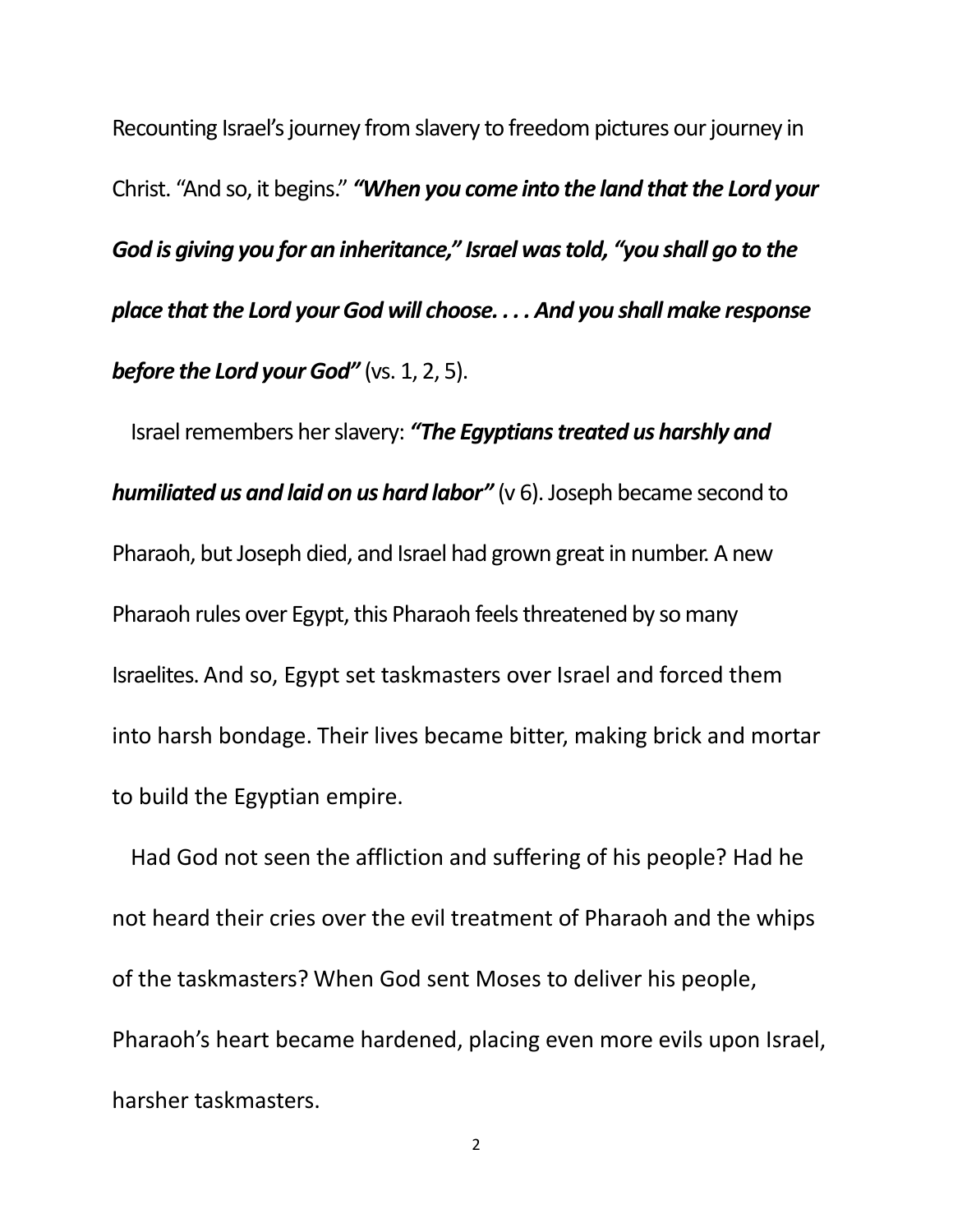Recounting Israel's journey from slavery to freedom pictures our journey in Christ. "And so, it begins." ***"When you come into the land that the Lord your God is giving you for an inheritance," Israel was told, "you shall go to the place that the Lord your God will choose. . . . And you shall make response before the Lord your God"*** (vs. 1, 2, 5).

Israel remembers her slavery: ***"The Egyptians treated us harshly and humiliated us and laid on us hard labor"*** (v 6). Joseph became second to Pharaoh, but Joseph died, and Israel had grown great in number. A new Pharaoh rules over Egypt, this Pharaoh feels threatened by so many Israelites. And so, Egypt set taskmasters over Israel and forced them into harsh bondage. Their lives became bitter, making brick and mortar to build the Egyptian empire.

Had God not seen the affliction and suffering of his people? Had he not heard their cries over the evil treatment of Pharaoh and the whips of the taskmasters? When God sent Moses to deliver his people, Pharaoh's heart became hardened, placing even more evils upon Israel, harsher taskmasters.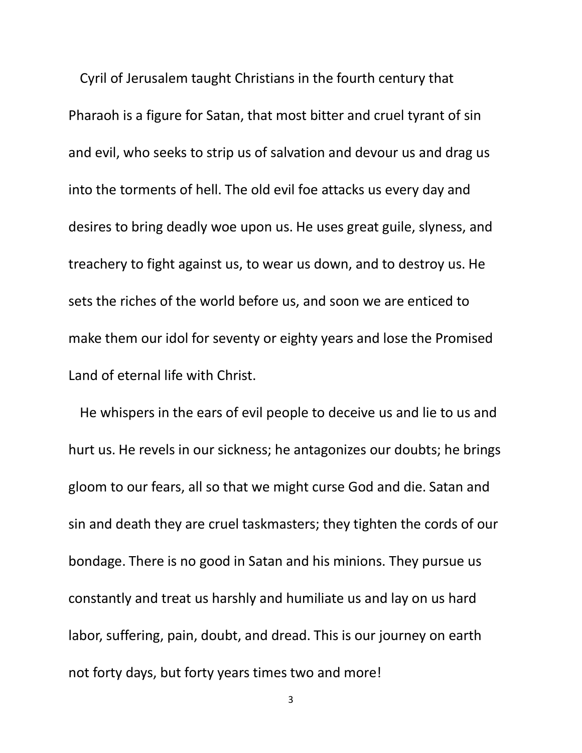Cyril of Jerusalem taught Christians in the fourth century that Pharaoh is a figure for Satan, that most bitter and cruel tyrant of sin and evil, who seeks to strip us of salvation and devour us and drag us into the torments of hell. The old evil foe attacks us every day and desires to bring deadly woe upon us. He uses great guile, slyness, and treachery to fight against us, to wear us down, and to destroy us. He sets the riches of the world before us, and soon we are enticed to make them our idol for seventy or eighty years and lose the Promised Land of eternal life with Christ.

He whispers in the ears of evil people to deceive us and lie to us and hurt us. He revels in our sickness; he antagonizes our doubts; he brings gloom to our fears, all so that we might curse God and die. Satan and sin and death they are cruel taskmasters; they tighten the cords of our bondage. There is no good in Satan and his minions. They pursue us constantly and treat us harshly and humiliate us and lay on us hard labor, suffering, pain, doubt, and dread. This is our journey on earth not forty days, but forty years times two and more!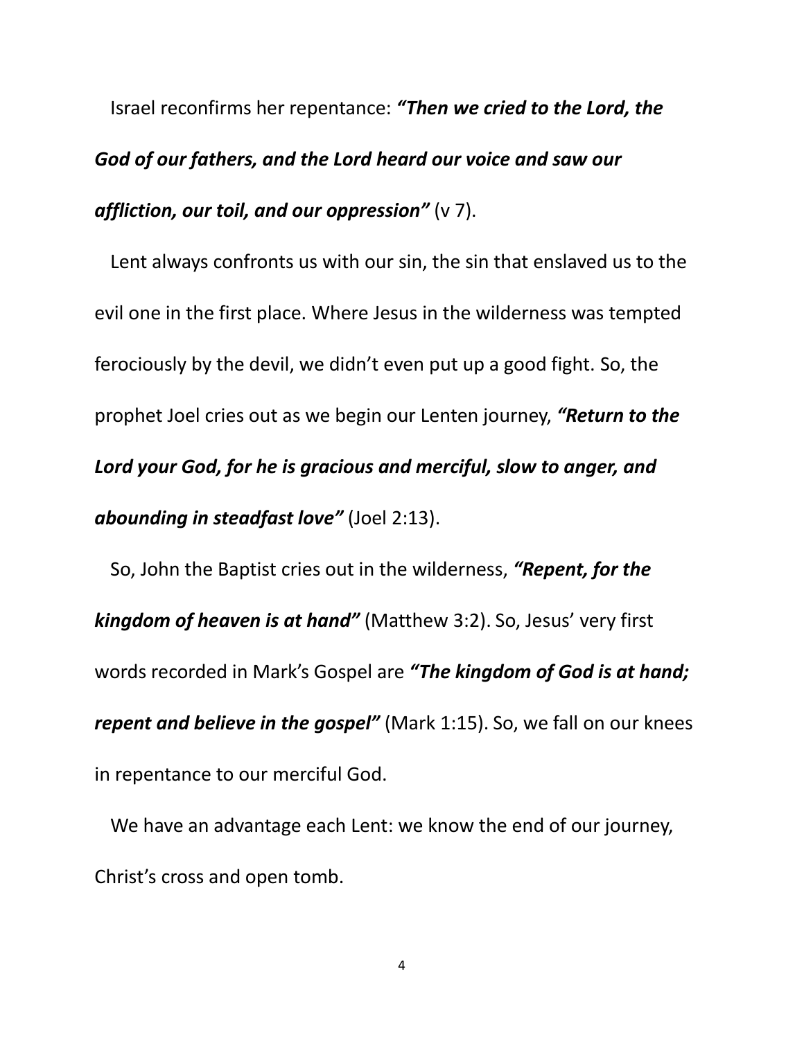Israel reconfirms her repentance: ***"Then we cried to the Lord, the God of our fathers, and the Lord heard our voice and saw our affliction, our toil, and our oppression"*** (v 7).

Lent always confronts us with our sin, the sin that enslaved us to the evil one in the first place. Where Jesus in the wilderness was tempted ferociously by the devil, we didn't even put up a good fight. So, the prophet Joel cries out as we begin our Lenten journey, ***"Return to the Lord your God, for he is gracious and merciful, slow to anger, and abounding in steadfast love"*** (Joel 2:13).

So, John the Baptist cries out in the wilderness, ***"Repent, for the kingdom of heaven is at hand"*** (Matthew 3:2). So, Jesus' very first words recorded in Mark's Gospel are ***"The kingdom of God is at hand; repent and believe in the gospel"*** (Mark 1:15). So, we fall on our knees in repentance to our merciful God.

We have an advantage each Lent: we know the end of our journey, Christ's cross and open tomb.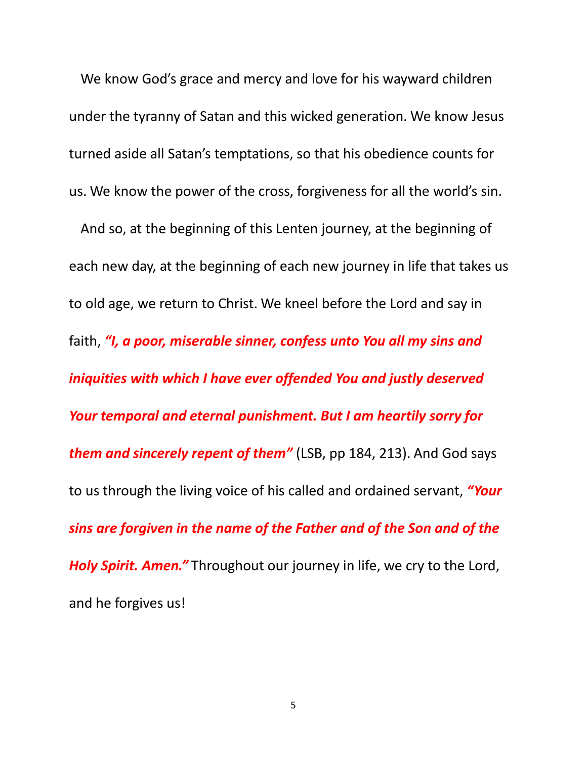We know God's grace and mercy and love for his wayward children under the tyranny of Satan and this wicked generation. We know Jesus turned aside all Satan's temptations, so that his obedience counts for us. We know the power of the cross, forgiveness for all the world's sin.

And so, at the beginning of this Lenten journey, at the beginning of each new day, at the beginning of each new journey in life that takes us to old age, we return to Christ. We kneel before the Lord and say in faith, ***"I, a poor, miserable sinner, confess unto You all my sins and iniquities with which I have ever offended You and justly deserved Your temporal and eternal punishment. But I am heartily sorry for them and sincerely repent of them"*** (LSB, pp 184, 213). And God says to us through the living voice of his called and ordained servant, ***"Your sins are forgiven in the name of the Father and of the Son and of the Holy Spirit. Amen."*** Throughout our journey in life, we cry to the Lord, and he forgives us!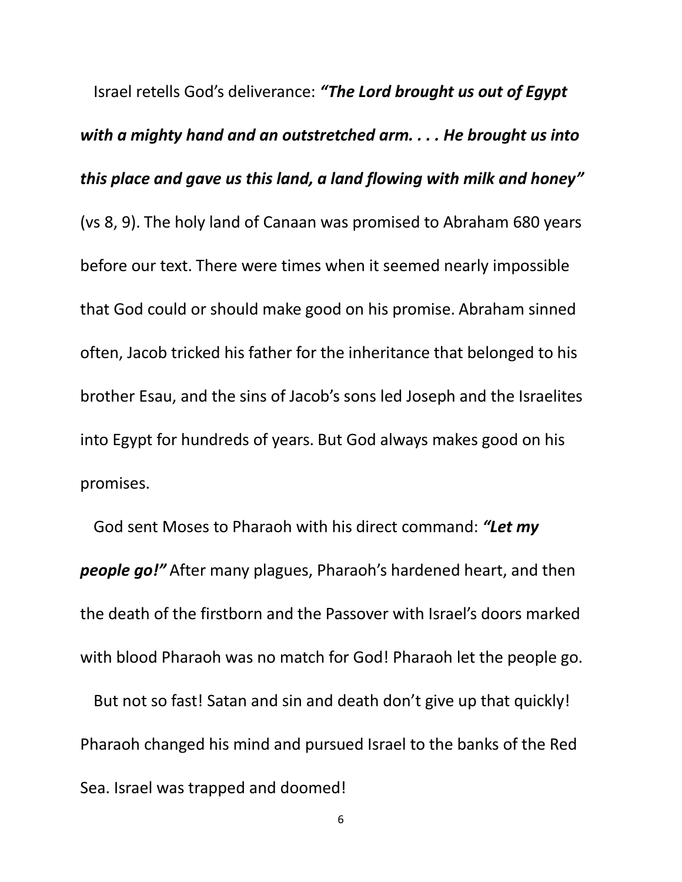Israel retells God's deliverance: ***"The Lord brought us out of Egypt with a mighty hand and an outstretched arm. . . . He brought us into this place and gave us this land, a land flowing with milk and honey"*** (vs 8, 9). The holy land of Canaan was promised to Abraham 680 years before our text. There were times when it seemed nearly impossible that God could or should make good on his promise. Abraham sinned often, Jacob tricked his father for the inheritance that belonged to his brother Esau, and the sins of Jacob's sons led Joseph and the Israelites into Egypt for hundreds of years. But God always makes good on his promises.

God sent Moses to Pharaoh with his direct command: ***"Let my people go!"*** After many plagues, Pharaoh's hardened heart, and then the death of the firstborn and the Passover with Israel's doors marked with blood Pharaoh was no match for God! Pharaoh let the people go.

But not so fast! Satan and sin and death don't give up that quickly! Pharaoh changed his mind and pursued Israel to the banks of the Red Sea. Israel was trapped and doomed!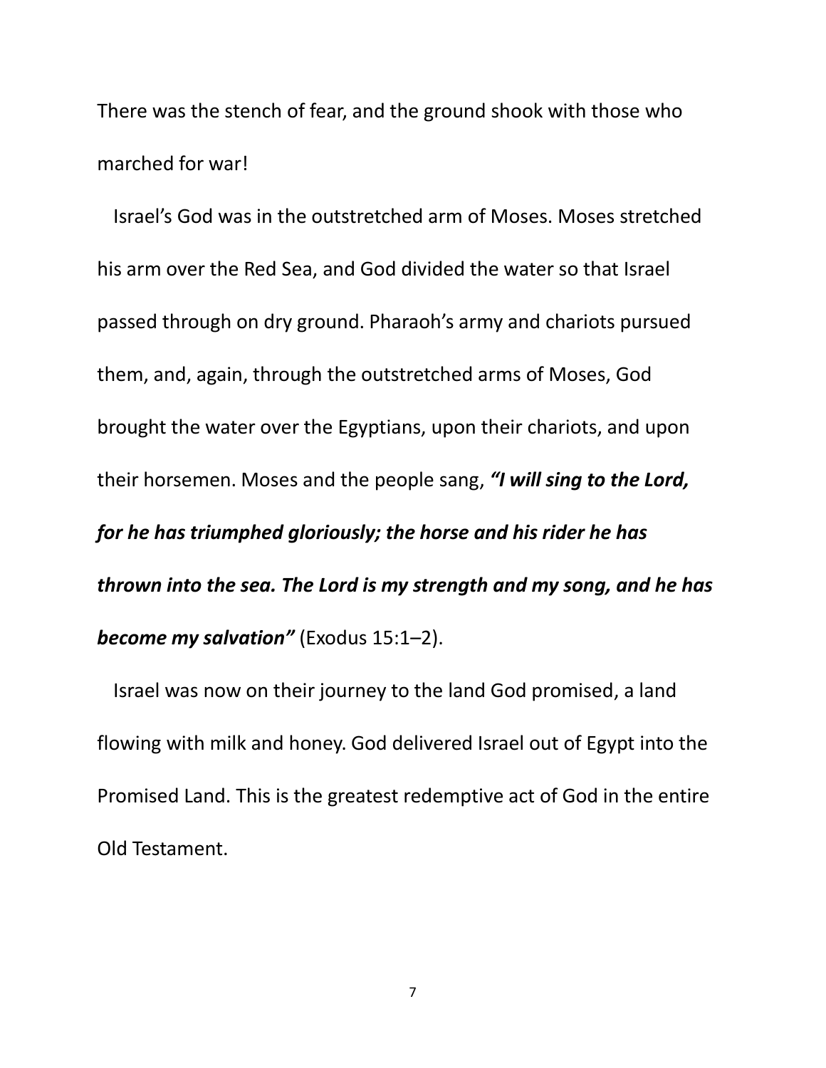There was the stench of fear, and the ground shook with those who marched for war!

Israel's God was in the outstretched arm of Moses. Moses stretched his arm over the Red Sea, and God divided the water so that Israel passed through on dry ground. Pharaoh's army and chariots pursued them, and, again, through the outstretched arms of Moses, God brought the water over the Egyptians, upon their chariots, and upon their horsemen. Moses and the people sang, ***"I will sing to the Lord, for he has triumphed gloriously; the horse and his rider he has thrown into the sea. The Lord is my strength and my song, and he has become my salvation"*** (Exodus 15:1–2).

Israel was now on their journey to the land God promised, a land flowing with milk and honey. God delivered Israel out of Egypt into the Promised Land. This is the greatest redemptive act of God in the entire Old Testament.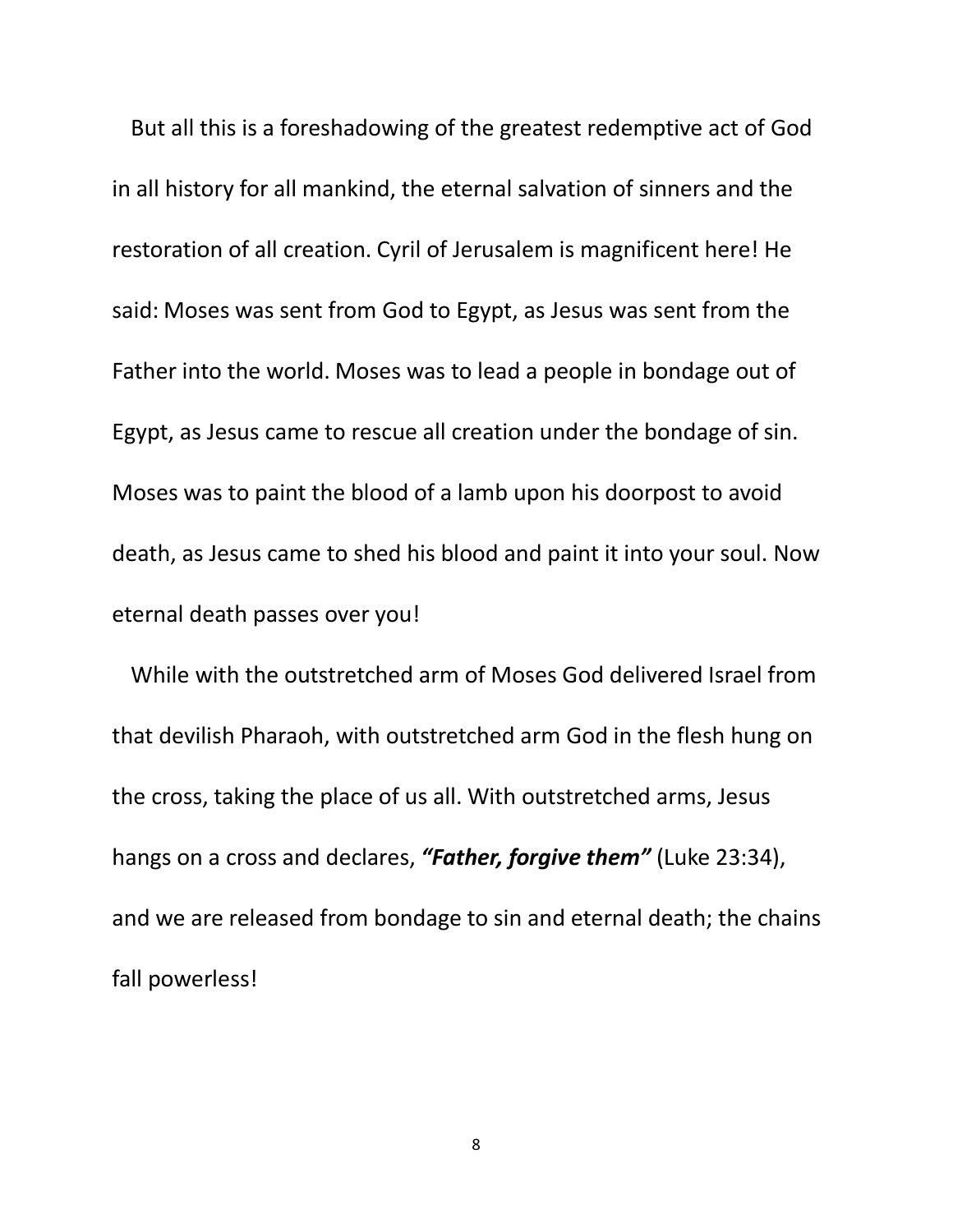But all this is a foreshadowing of the greatest redemptive act of God in all history for all mankind, the eternal salvation of sinners and the restoration of all creation. Cyril of Jerusalem is magnificent here! He said: Moses was sent from God to Egypt, as Jesus was sent from the Father into the world. Moses was to lead a people in bondage out of Egypt, as Jesus came to rescue all creation under the bondage of sin. Moses was to paint the blood of a lamb upon his doorpost to avoid death, as Jesus came to shed his blood and paint it into your soul. Now eternal death passes over you!

While with the outstretched arm of Moses God delivered Israel from that devilish Pharaoh, with outstretched arm God in the flesh hung on the cross, taking the place of us all. With outstretched arms, Jesus hangs on a cross and declares, ***"Father, forgive them"*** (Luke 23:34), and we are released from bondage to sin and eternal death; the chains fall powerless!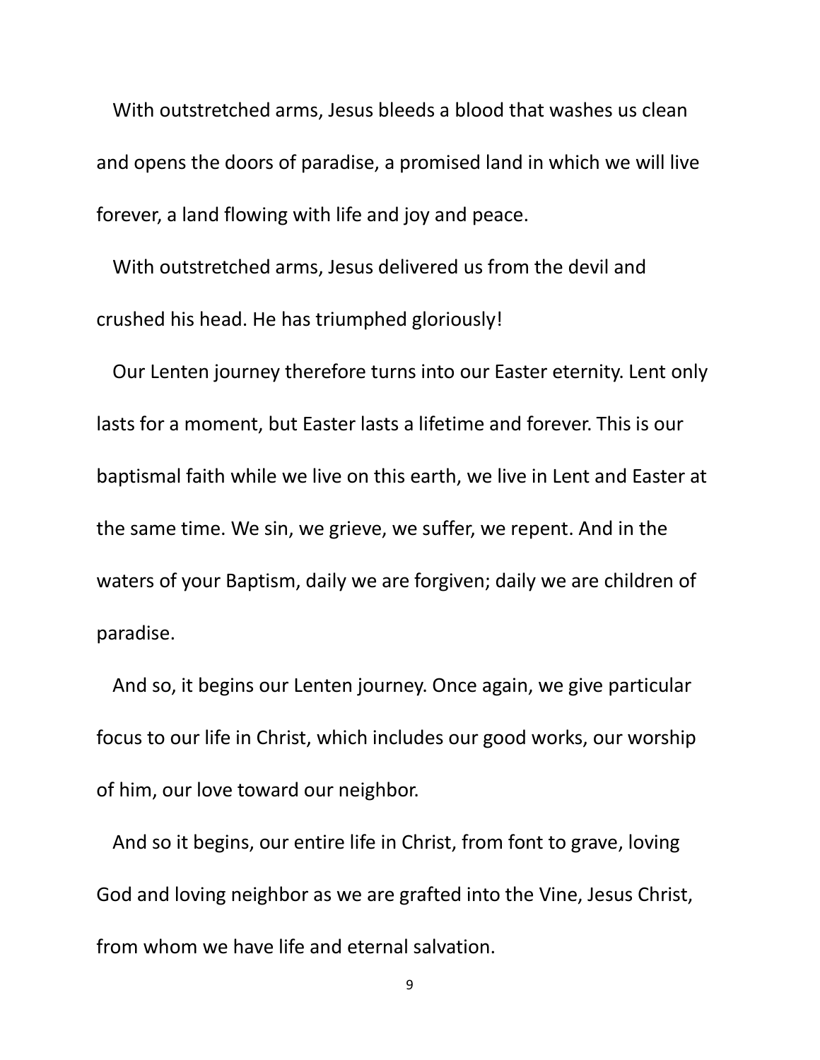With outstretched arms, Jesus bleeds a blood that washes us clean and opens the doors of paradise, a promised land in which we will live forever, a land flowing with life and joy and peace.

With outstretched arms, Jesus delivered us from the devil and crushed his head. He has triumphed gloriously!

Our Lenten journey therefore turns into our Easter eternity. Lent only lasts for a moment, but Easter lasts a lifetime and forever. This is our baptismal faith while we live on this earth, we live in Lent and Easter at the same time. We sin, we grieve, we suffer, we repent. And in the waters of your Baptism, daily we are forgiven; daily we are children of paradise.

And so, it begins our Lenten journey. Once again, we give particular focus to our life in Christ, which includes our good works, our worship of him, our love toward our neighbor.

And so it begins, our entire life in Christ, from font to grave, loving God and loving neighbor as we are grafted into the Vine, Jesus Christ, from whom we have life and eternal salvation.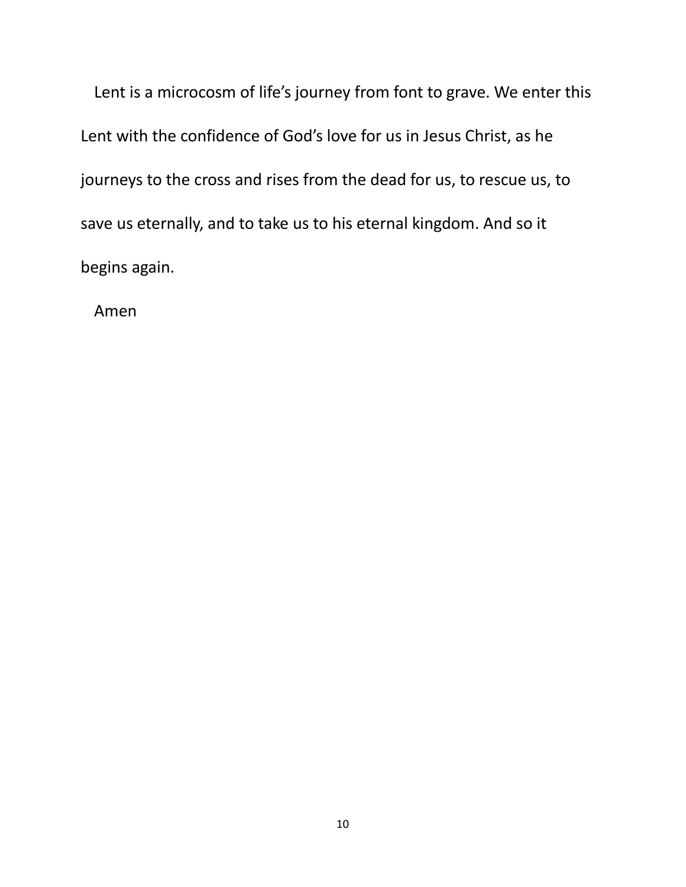Lent is a microcosm of life's journey from font to grave. We enter this Lent with the confidence of God's love for us in Jesus Christ, as he journeys to the cross and rises from the dead for us, to rescue us, to save us eternally, and to take us to his eternal kingdom. And so it begins again.

Amen